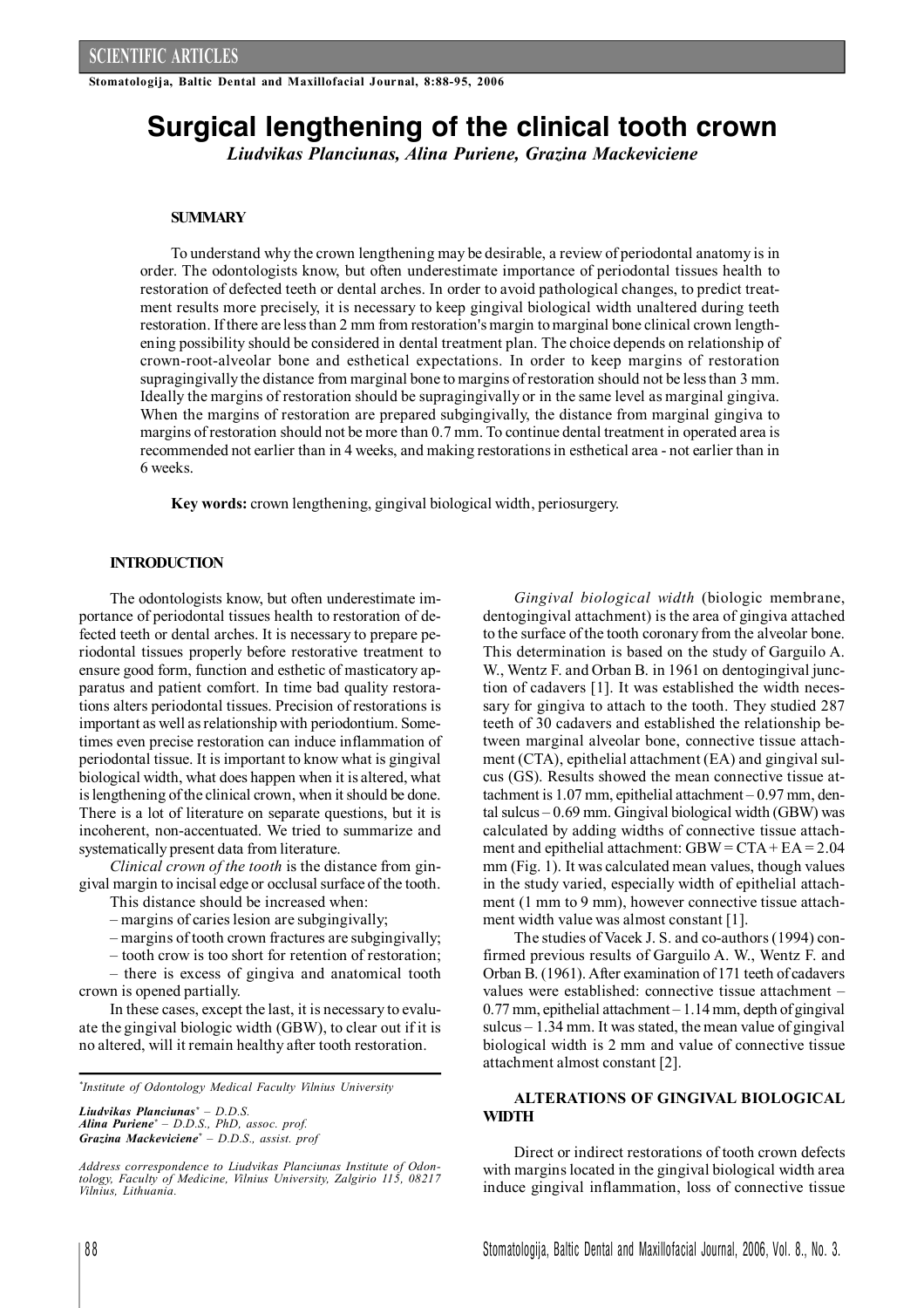SCIENTIFIC ARTICLES

# Surgical lengthening of the clinical tooth crown

*Liudvikas Planciunas, Alina Puriene, Grazina Mackeviciene*

## SUMMARY

To understand why the crown lengthening may be desirable, a review of periodontal anatomy is in order. The odontologists know, but often underestimate importance of periodontal tissues health to restoration of defected teeth or dental arches. In order to avoid pathological changes, to predict treatment results more precisely, it is necessary to keep gingival biological width unaltered during teeth restoration. If there are less than 2 mm from restoration's margin to marginal bone clinical crown lengthening possibility should be considered in dental treatment plan. The choice depends on relationship of crown-root-alveolar bone and esthetical expectations. In order to keep margins of restoration supragingivally the distance from marginal bone to margins of restoration should not be less than 3 mm. Ideally the margins of restoration should be supragingivally or in the same level as marginal gingiva. When the margins of restoration are prepared subgingivally, the distance from marginal gingiva to margins of restoration should not be more than 0.7 mm. To continue dental treatment in operated area is recommended not earlier than in 4 weeks, and making restorations in esthetical area - not earlier than in 6 weeks.

**Key words:** crown lengthening, gingival biological width, periosurgery.

## INTRODUCTION

The odontologists know, but often underestimate importance of periodontal tissues health to restoration of defected teeth or dental arches. It is necessary to prepare periodontal tissues properly before restorative treatment to ensure good form, function and esthetic of masticatory apparatus and patient comfort. In time bad quality restorations alters periodontal tissues. Precision of restorations is important as well as relationship with periodontium. Sometimes even precise restoration can induce inflammation of periodontal tissue. It is important to know what is gingival biological width, what does happen when it is altered, what is lengthening of the clinical crown, when it should be done. There is a lot of literature on separate questions, but it is incoherent, non-accentuated. We tried to summarize and systematically present data from literature.

*Clinical crown of the tooth* is the distance from gingival margin to incisal edge or occlusal surface of the tooth.

This distance should be increased when:

– margins of caries lesion are subgingivally;

– margins of tooth crown fractures are subgingivally;

– tooth crow is too short for retention of restoration;

– there is excess of gingiva and anatomical tooth crown is opened partially.

In these cases, except the last, it is necessary to evaluate the gingival biologic width (GBW), to clear out if it is no altered, will it remain healthy after tooth restoration.

*Gingival biological width* (biologic membrane, dentogingival attachment) is the area of gingiva attached to the surface of the tooth coronary from the alveolar bone. This determination is based on the study of Garguilo A. W., Wentz F. and Orban B. in 1961 on dentogingival junction of cadavers [1]. It was established the width necessary for gingiva to attach to the tooth. They studied 287 teeth of 30 cadavers and established the relationship between marginal alveolar bone, connective tissue attachment (CTA), epithelial attachment (EA) and gingival sulcus (GS). Results showed the mean connective tissue attachment is 1.07 mm, epithelial attachment – 0.97 mm, dental sulcus – 0.69 mm. Gingival biological width (GBW) was calculated by adding widths of connective tissue attachment and epithelial attachment: GBW = CTA + EA = 2.04 mm (Fig. 1). It was calculated mean values, though values in the study varied, especially width of epithelial attachment (1 mm to 9 mm), however connective tissue attachment width value was almost constant [1].

The studies of Vacek J. S. and co-authors (1994) confirmed previous results of Garguilo A. W., Wentz F. and Orban B. (1961). After examination of 171 teeth of cadavers values were established: connective tissue attachment – 0.77 mm, epithelial attachment – 1.14 mm, depth of gingival sulcus – 1.34 mm. It was stated, the mean value of gingival biological width is 2 mm and value of connective tissue attachment almost constant [2].

## ALTERATIONS OF GINGIVAL BIOLOGICAL WIDTH

Direct or indirect restorations of tooth crown defects with margins located in the gingival biological width area induce gingival inflammation, loss of connective tissue

---

[*] Institute of Odontology Medical Faculty Vilnius University

***Liudvikas Planciunas****[*] – D.D.S.*
***Alina Puriene****[*] – D.D.S., PhD, assoc. prof.*
***Grazina Mackeviciene****[*] – D.D.S., assist. prof*

*Address correspondence to Liudvikas Planciunas Institute of Odontology, Faculty of Medicine, Vilnius University, Zalgirio 115, 08217 Vilnius, Lithuania.*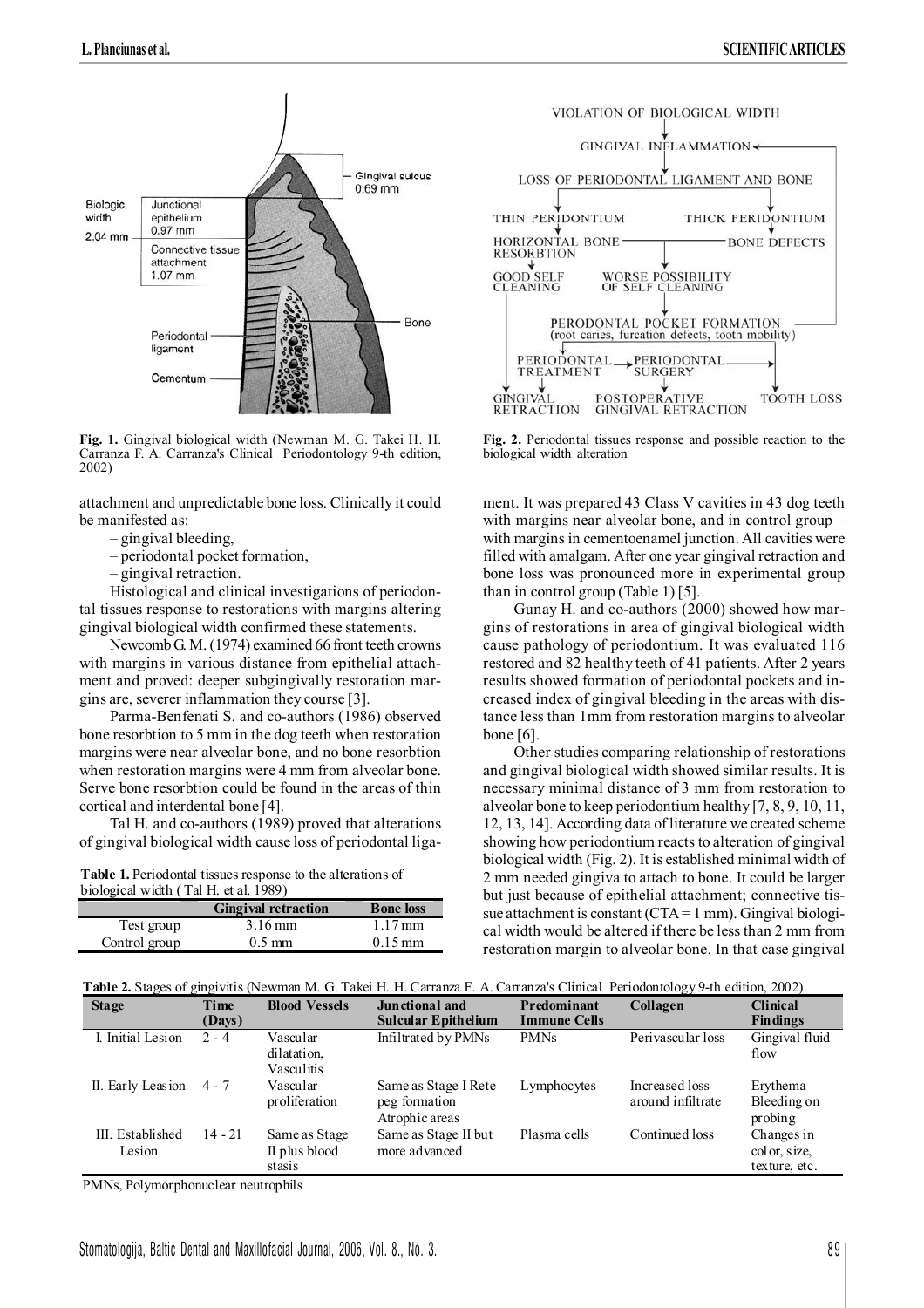Fig. 1. Gingival biological width (Newman M. G. Takei H. H. Carranza F. A. Carranza's Clinical Periodontology 9-th edition, 2002)

Fig. 2. Periodontal tissues response and possible reaction to the biological width alteration

attachment and unpredictable bone loss. Clinically it could be manifested as:

– gingival bleeding,
– periodontal pocket formation,
– gingival retraction.

Histological and clinical investigations of periodontal tissues response to restorations with margins altering gingival biological width confirmed these statements.

Newcomb G. M. (1974) examined 66 front teeth crowns with margins in various distance from epithelial attachment and proved: deeper subgingivally restoration margins are, severer inflammation they course [3].

Parma-Benfenati S. and co-authors (1986) observed bone resorbtion to 5 mm in the dog teeth when restoration margins were near alveolar bone, and no bone resorbtion when restoration margins were 4 mm from alveolar bone. Serve bone resorbtion could be found in the areas of thin cortical and interdental bone [4].

Tal H. and co-authors (1989) proved that alterations of gingival biological width cause loss of periodontal ligament. It was prepared 43 Class V cavities in 43 dog teeth with margins near alveolar bone, and in control group – with margins in cementoenamel junction. All cavities were filled with amalgam. After one year gingival retraction and bone loss was pronounced more in experimental group than in control group (Table 1) [5].

**Table 1.** Periodontal tissues response to the alterations of biological width ( Tal H. et al. 1989)

| | Gingival retraction | Bone loss |
|---|---|---|
| Test group | 3.16 mm | 1.17 mm |
| Control group | 0.5 mm | 0.15 mm |

Gunay H. and co-authors (2000) showed how margins of restorations in area of gingival biological width cause pathology of periodontium. It was evaluated 116 restored and 82 healthy teeth of 41 patients. After 2 years results showed formation of periodontal pockets and increased index of gingival bleeding in the areas with distance less than 1mm from restoration margins to alveolar bone [6].

Other studies comparing relationship of restorations and gingival biological width showed similar results. It is necessary minimal distance of 3 mm from restoration to alveolar bone to keep periodontium healthy [7, 8, 9, 10, 11, 12, 13, 14]. According data of literature we created scheme showing how periodontium reacts to alteration of gingival biological width (Fig. 2). It is established minimal width of 2 mm needed gingiva to attach to bone. It could be larger but just because of epithelial attachment; connective tissue attachment is constant (CTA = 1 mm). Gingival biological width would be altered if there be less than 2 mm from restoration margin to alveolar bone. In that case gingival

**Table 2.** Stages of gingivitis (Newman M. G. Takei H. H. Carranza F. A. Carranza's Clinical Periodontology 9-th edition, 2002)

| Stage | Time (Days) | Blood Vessels | Junctional and Sulcular Epithelium | Predominant Immune Cells | Collagen | Clinical Findings |
|---|---|---|---|---|---|---|
| I. Initial Lesion | 2 - 4 | Vascular dilatation, Vasculitis | Infiltrated by PMNs | PMNs | Perivascular loss | Gingival fluid flow |
| II. Early Leasion | 4 - 7 | Vascular proliferation | Same as Stage I Rete peg formation Atrophic areas | Lymphocytes | Increased loss around infiltrate | Erythema Bleeding on probing |
| III. Established Lesion | 14 - 21 | Same as Stage II plus blood stasis | Same as Stage II but more advanced | Plasma cells | Continued loss | Changes in color, size, texture, etc. |

PMNs, Polymorphonuclear neutrophils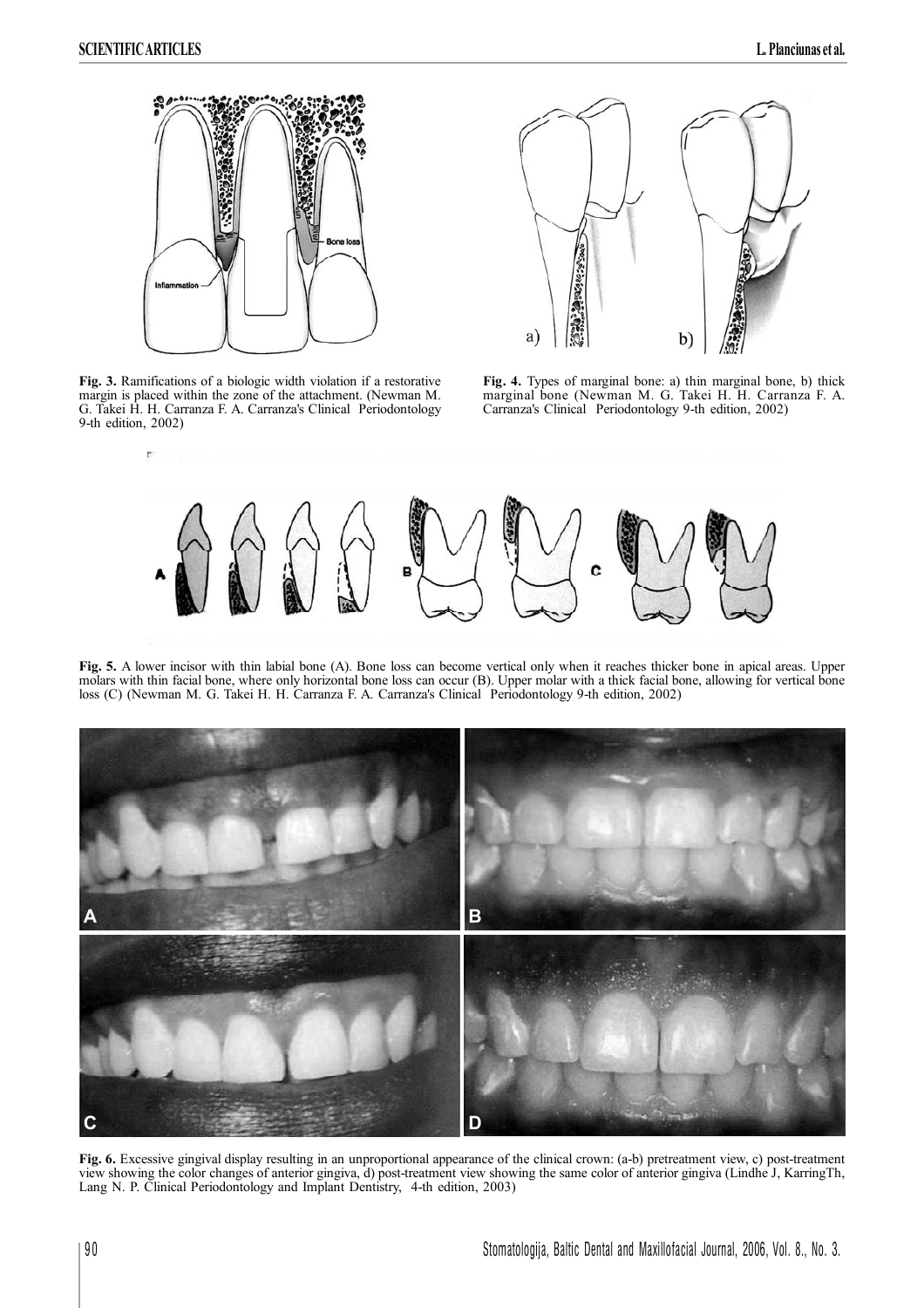**Fig. 3.** Ramifications of a biologic width violation if a restorative margin is placed within the zone of the attachment. (Newman M. G. Takei H. H. Carranza F. A. Carranza's Clinical Periodontology 9-th edition, 2002)

**Fig. 4.** Types of marginal bone: a) thin marginal bone, b) thick marginal bone (Newman M. G. Takei H. H. Carranza F. A. Carranza's Clinical Periodontology 9-th edition, 2002)

**Fig. 5.** A lower incisor with thin labial bone (A). Bone loss can become vertical only when it reaches thicker bone in apical areas. Upper molars with thin facial bone, where only horizontal bone loss can occur (B). Upper molar with a thick facial bone, allowing for vertical bone loss (C) (Newman M. G. Takei H. H. Carranza F. A. Carranza's Clinical Periodontology 9-th edition, 2002)

**Fig. 6.** Excessive gingival display resulting in an unproportional appearance of the clinical crown: (a-b) pretreatment view, c) post-treatment view showing the color changes of anterior gingiva, d) post-treatment view showing the same color of anterior gingiva (Lindhe J, KarringTh, Lang N. P. Clinical Periodontology and Implant Dentistry, 4-th edition, 2003)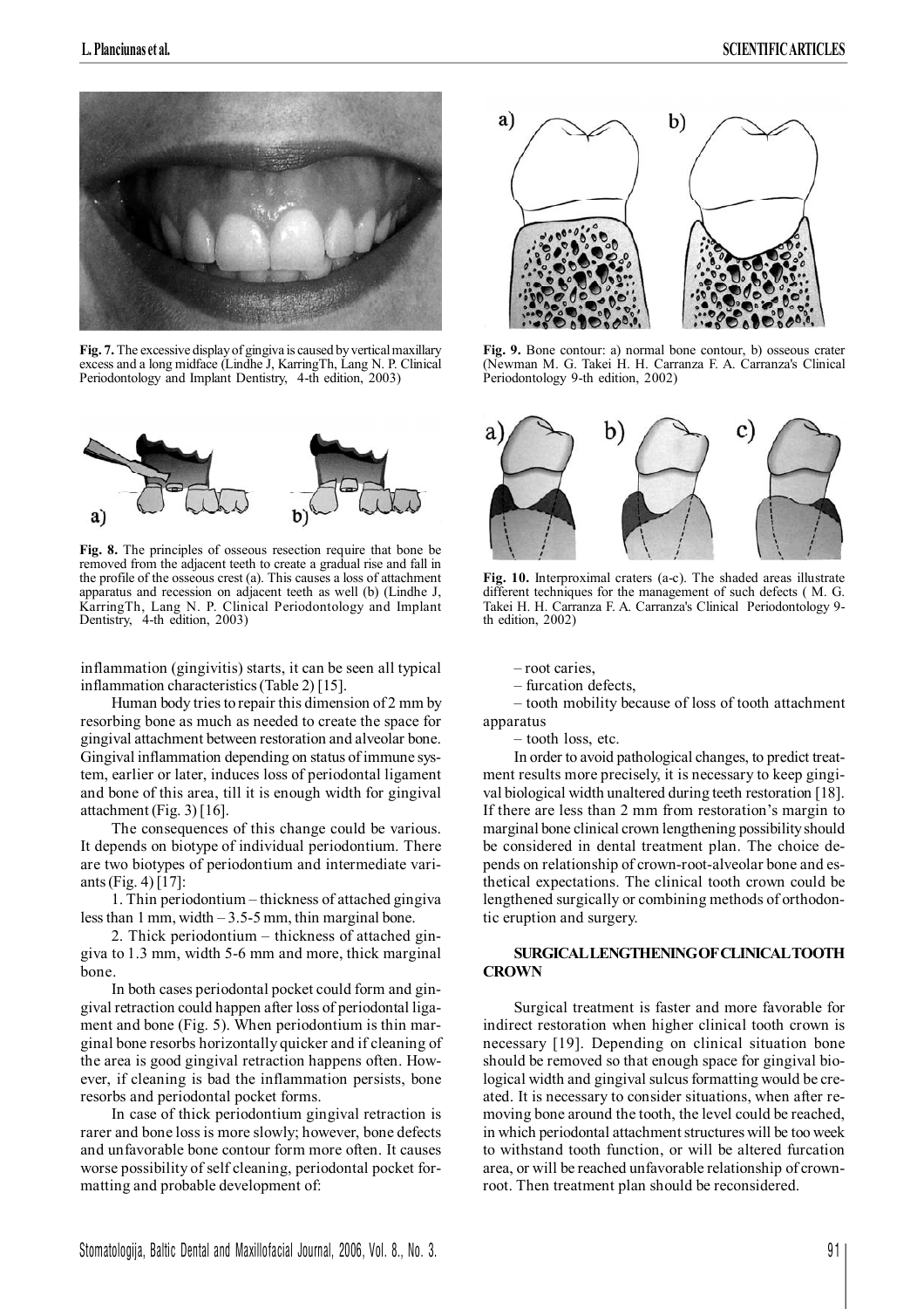**Fig. 7.** The excessive display of gingiva is caused by vertical maxillary excess and a long midface (Lindhe J, KarringTh, Lang N. P. Clinical Periodontology and Implant Dentistry, 4-th edition, 2003)

**Fig. 8.** The principles of osseous resection require that bone be removed from the adjacent teeth to create a gradual rise and fall in the profile of the osseous crest (a). This causes a loss of attachment apparatus and recession on adjacent teeth as well (b) (Lindhe J, KarringTh, Lang N. P. Clinical Periodontology and Implant Dentistry, 4-th edition, 2003)

inflammation (gingivitis) starts, it can be seen all typical inflammation characteristics (Table 2) [15].

Human body tries to repair this dimension of 2 mm by resorbing bone as much as needed to create the space for gingival attachment between restoration and alveolar bone. Gingival inflammation depending on status of immune system, earlier or later, induces loss of periodontal ligament and bone of this area, till it is enough width for gingival attachment (Fig. 3) [16].

The consequences of this change could be various. It depends on biotype of individual periodontium. There are two biotypes of periodontium and intermediate variants (Fig. 4) [17]:

1. Thin periodontium – thickness of attached gingiva less than 1 mm, width – 3.5-5 mm, thin marginal bone.

2. Thick periodontium – thickness of attached gingiva to 1.3 mm, width 5-6 mm and more, thick marginal bone.

In both cases periodontal pocket could form and gingival retraction could happen after loss of periodontal ligament and bone (Fig. 5). When periodontium is thin marginal bone resorbs horizontally quicker and if cleaning of the area is good gingival retraction happens often. However, if cleaning is bad the inflammation persists, bone resorbs and periodontal pocket forms.

In case of thick periodontium gingival retraction is rarer and bone loss is more slowly; however, bone defects and unfavorable bone contour form more often. It causes worse possibility of self cleaning, periodontal pocket formatting and probable development of:

**Fig. 9.** Bone contour: a) normal bone contour, b) osseous crater (Newman M. G. Takei H. H. Carranza F. A. Carranza's Clinical Periodontology 9-th edition, 2002)

**Fig. 10.** Interproximal craters (a-c). The shaded areas illustrate different techniques for the management of such defects ( M. G. Takei H. H. Carranza F. A. Carranza's Clinical Periodontology 9-th edition, 2002)

– root caries,

– furcation defects,

– tooth mobility because of loss of tooth attachment apparatus

– tooth loss, etc.

In order to avoid pathological changes, to predict treatment results more precisely, it is necessary to keep gingival biological width unaltered during teeth restoration [18]. If there are less than 2 mm from restoration's margin to marginal bone clinical crown lengthening possibility should be considered in dental treatment plan. The choice depends on relationship of crown-root-alveolar bone and esthetical expectations. The clinical tooth crown could be lengthened surgically or combining methods of orthodontic eruption and surgery.

## SURGICAL LENGTHENING OF CLINICAL TOOTH CROWN

Surgical treatment is faster and more favorable for indirect restoration when higher clinical tooth crown is necessary [19]. Depending on clinical situation bone should be removed so that enough space for gingival biological width and gingival sulcus formatting would be created. It is necessary to consider situations, when after removing bone around the tooth, the level could be reached, in which periodontal attachment structures will be too week to withstand tooth function, or will be altered furcation area, or will be reached unfavorable relationship of crown-root. Then treatment plan should be reconsidered.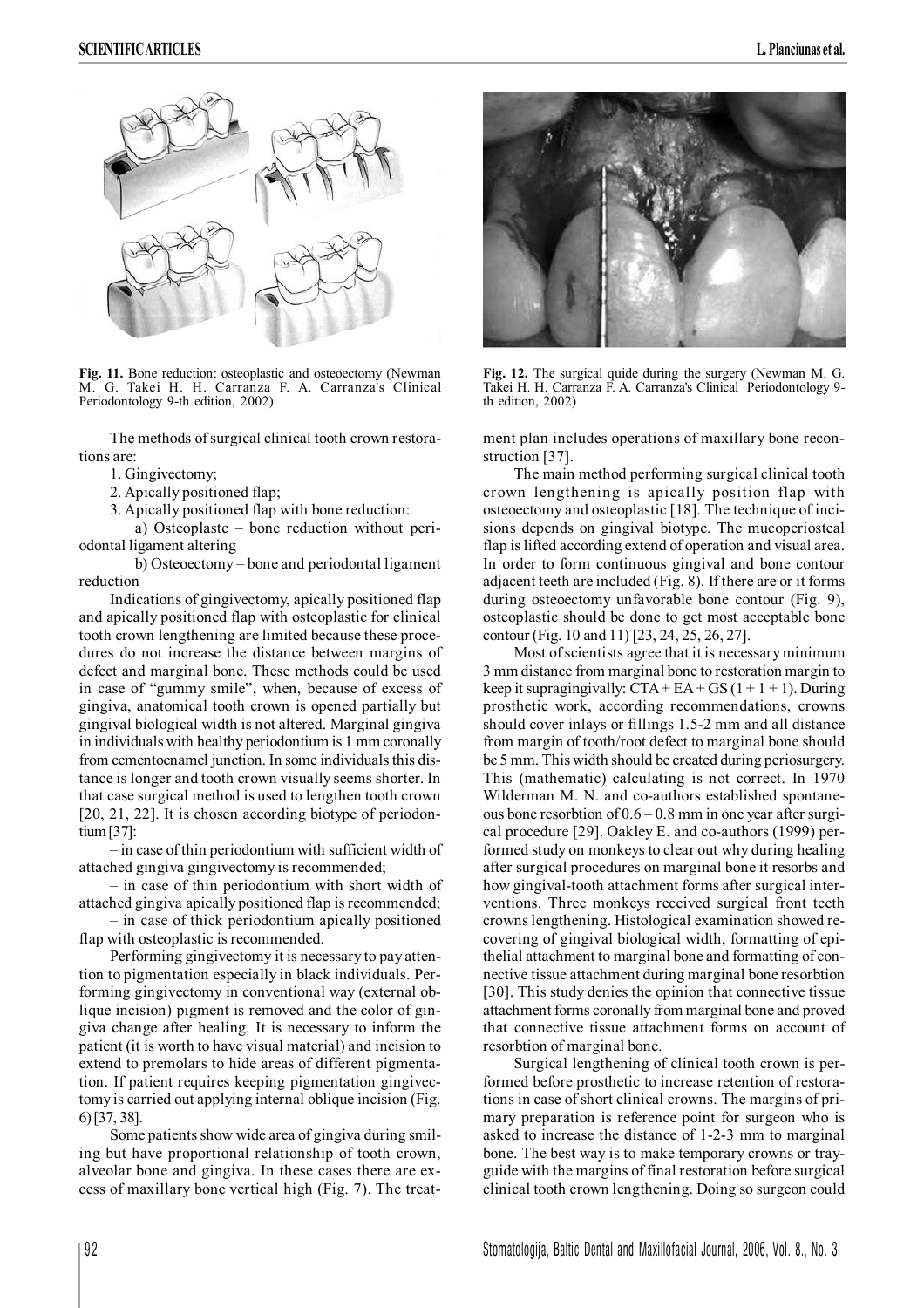Fig. 11. Bone reduction: osteoplastic and osteoectomy (Newman M. G. Takei H. H. Carranza F. A. Carranza's Clinical Periodontology 9-th edition, 2002)

Fig. 12. The surgical quide during the surgery (Newman M. G. Takei H. H. Carranza F. A. Carranza's Clinical Periodontology 9-th edition, 2002)

The methods of surgical clinical tooth crown restorations are:

1. Gingivectomy;
2. Apically positioned flap;
3. Apically positioned flap with bone reduction:

a) Osteoplastc – bone reduction without periodontal ligament altering

b) Osteoectomy – bone and periodontal ligament reduction

Indications of gingivectomy, apically positioned flap and apically positioned flap with osteoplastic for clinical tooth crown lengthening are limited because these procedures do not increase the distance between margins of defect and marginal bone. These methods could be used in case of "gummy smile", when, because of excess of gingiva, anatomical tooth crown is opened partially but gingival biological width is not altered. Marginal gingiva in individuals with healthy periodontium is 1 mm coronally from cementoenamel junction. In some individuals this distance is longer and tooth crown visually seems shorter. In that case surgical method is used to lengthen tooth crown [20, 21, 22]. It is chosen according biotype of periodontium [37]:

– in case of thin periodontium with sufficient width of attached gingiva gingivectomy is recommended;

– in case of thin periodontium with short width of attached gingiva apically positioned flap is recommended;

– in case of thick periodontium apically positioned flap with osteoplastic is recommended.

Performing gingivectomy it is necessary to pay attention to pigmentation especially in black individuals. Performing gingivectomy in conventional way (external oblique incision) pigment is removed and the color of gingiva change after healing. It is necessary to inform the patient (it is worth to have visual material) and incision to extend to premolars to hide areas of different pigmentation. If patient requires keeping pigmentation gingivectomy is carried out applying internal oblique incision (Fig. 6) [37, 38].

Some patients show wide area of gingiva during smiling but have proportional relationship of tooth crown, alveolar bone and gingiva. In these cases there are excess of maxillary bone vertical high (Fig. 7). The treatment plan includes operations of maxillary bone reconstruction [37].

The main method performing surgical clinical tooth crown lengthening is apically position flap with osteoectomy and osteoplastic [18]. The technique of incisions depends on gingival biotype. The mucoperiosteal flap is lifted according extend of operation and visual area. In order to form continuous gingival and bone contour adjacent teeth are included (Fig. 8). If there are or it forms during osteoectomy unfavorable bone contour (Fig. 9), osteoplastic should be done to get most acceptable bone contour (Fig. 10 and 11) [23, 24, 25, 26, 27].

Most of scientists agree that it is necessary minimum 3 mm distance from marginal bone to restoration margin to keep it supragingivally: CTA + EA + GS (1 + 1 + 1). During prosthetic work, according recommendations, crowns should cover inlays or fillings 1.5-2 mm and all distance from margin of tooth/root defect to marginal bone should be 5 mm. This width should be created during periosurgery. This (mathematic) calculating is not correct. In 1970 Wilderman M. N. and co-authors established spontaneous bone resorbtion of 0.6 – 0.8 mm in one year after surgical procedure [29]. Oakley E. and co-authors (1999) performed study on monkeys to clear out why during healing after surgical procedures on marginal bone it resorbs and how gingival-tooth attachment forms after surgical interventions. Three monkeys received surgical front teeth crowns lengthening. Histological examination showed recovering of gingival biological width, formatting of epithelial attachment to marginal bone and formatting of connective tissue attachment during marginal bone resorbtion [30]. This study denies the opinion that connective tissue attachment forms coronally from marginal bone and proved that connective tissue attachment forms on account of resorbtion of marginal bone.

Surgical lengthening of clinical tooth crown is performed before prosthetic to increase retention of restorations in case of short clinical crowns. The margins of primary preparation is reference point for surgeon who is asked to increase the distance of 1-2-3 mm to marginal bone. The best way is to make temporary crowns or tray-guide with the margins of final restoration before surgical clinical tooth crown lengthening. Doing so surgeon could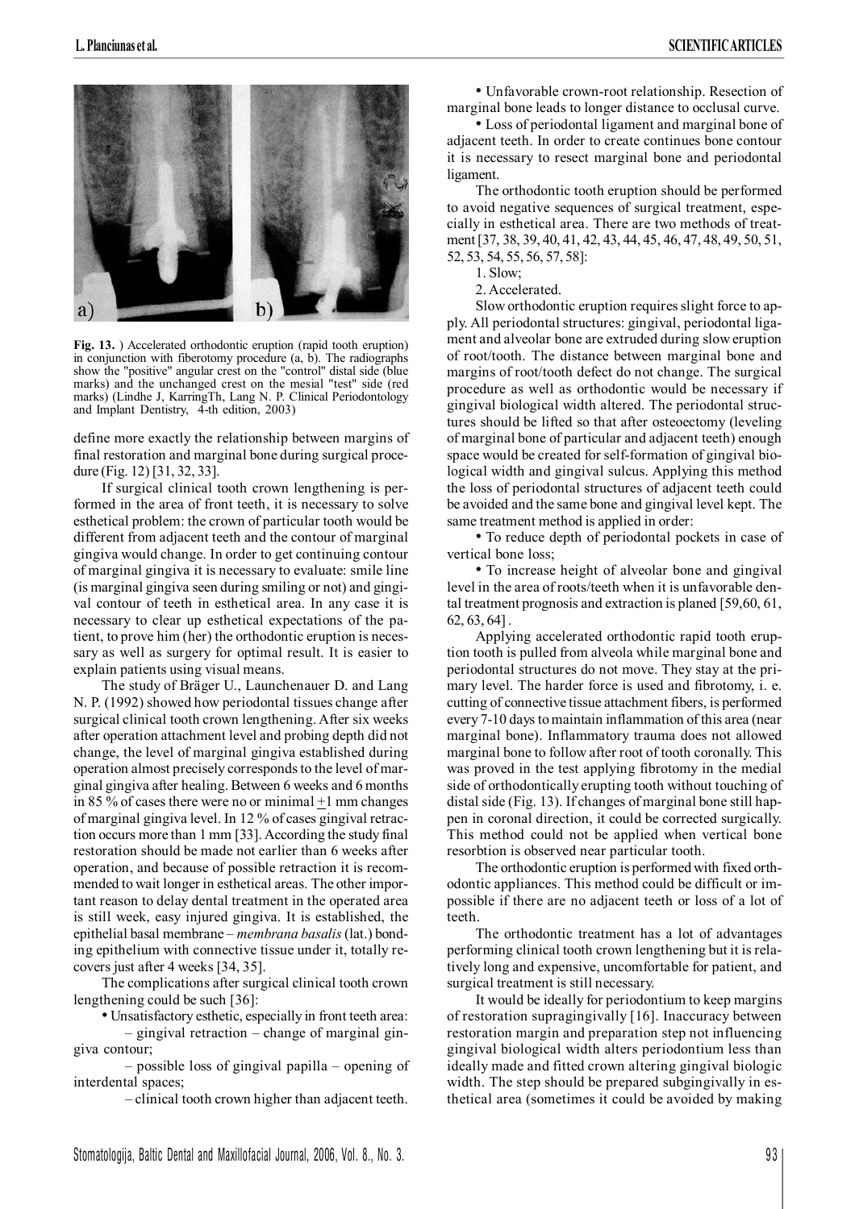Fig. 13. ) Accelerated orthodontic eruption (rapid tooth eruption) in conjunction with fiberotomy procedure (a, b). The radiographs show the "positive" angular crest on the "control" distal side (blue marks) and the unchanged crest on the mesial "test" side (red marks) (Lindhe J, KarringTh, Lang N. P. Clinical Periodontology and Implant Dentistry, 4-th edition, 2003)

define more exactly the relationship between margins of final restoration and marginal bone during surgical procedure (Fig. 12) [31, 32, 33].

If surgical clinical tooth crown lengthening is performed in the area of front teeth, it is necessary to solve esthetical problem: the crown of particular tooth would be different from adjacent teeth and the contour of marginal gingiva would change. In order to get continuing contour of marginal gingiva it is necessary to evaluate: smile line (is marginal gingiva seen during smiling or not) and gingival contour of teeth in esthetical area. In any case it is necessary to clear up esthetical expectations of the patient, to prove him (her) the orthodontic eruption is necessary as well as surgery for optimal result. It is easier to explain patients using visual means.

The study of Bräger U., Launchenauer D. and Lang N. P. (1992) showed how periodontal tissues change after surgical clinical tooth crown lengthening. After six weeks after operation attachment level and probing depth did not change, the level of marginal gingiva established during operation almost precisely corresponds to the level of marginal gingiva after healing. Between 6 weeks and 6 months in 85 % of cases there were no or minimal ±1 mm changes of marginal gingiva level. In 12 % of cases gingival retraction occurs more than 1 mm [33]. According the study final restoration should be made not earlier than 6 weeks after operation, and because of possible retraction it is recommended to wait longer in esthetical areas. The other important reason to delay dental treatment in the operated area is still week, easy injured gingiva. It is established, the epithelial basal membrane – *membrana basalis* (lat.) bonding epithelium with connective tissue under it, totally recovers just after 4 weeks [34, 35].

The complications after surgical clinical tooth crown lengthening could be such [36]:

- Unsatisfactory esthetic, especially in front teeth area:
  - – gingival retraction – change of marginal gingiva contour;
  - – possible loss of gingival papilla – opening of interdental spaces;
  - – clinical tooth crown higher than adjacent teeth.
- Unfavorable crown-root relationship. Resection of marginal bone leads to longer distance to occlusal curve.
- Loss of periodontal ligament and marginal bone of adjacent teeth. In order to create continues bone contour it is necessary to resect marginal bone and periodontal ligament.

The orthodontic tooth eruption should be performed to avoid negative sequences of surgical treatment, especially in esthetical area. There are two methods of treatment [37, 38, 39, 40, 41, 42, 43, 44, 45, 46, 47, 48, 49, 50, 51, 52, 53, 54, 55, 56, 57, 58]:

1. Slow;
2. Accelerated.

Slow orthodontic eruption requires slight force to apply. All periodontal structures: gingival, periodontal ligament and alveolar bone are extruded during slow eruption of root/tooth. The distance between marginal bone and margins of root/tooth defect do not change. The surgical procedure as well as orthodontic would be necessary if gingival biological width altered. The periodontal structures should be lifted so that after osteoectomy (leveling of marginal bone of particular and adjacent teeth) enough space would be created for self-formation of gingival biological width and gingival sulcus. Applying this method the loss of periodontal structures of adjacent teeth could be avoided and the same bone and gingival level kept. The same treatment method is applied in order:

- To reduce depth of periodontal pockets in case of vertical bone loss;
- To increase height of alveolar bone and gingival level in the area of roots/teeth when it is unfavorable dental treatment prognosis and extraction is planed [59,60, 61, 62, 63, 64] .

Applying accelerated orthodontic rapid tooth eruption tooth is pulled from alveola while marginal bone and periodontal structures do not move. They stay at the primary level. The harder force is used and fibrotomy, i. e. cutting of connective tissue attachment fibers, is performed every 7-10 days to maintain inflammation of this area (near marginal bone). Inflammatory trauma does not allowed marginal bone to follow after root of tooth coronally. This was proved in the test applying fibrotomy in the medial side of orthodontically erupting tooth without touching of distal side (Fig. 13). If changes of marginal bone still happen in coronal direction, it could be corrected surgically. This method could not be applied when vertical bone resorbtion is observed near particular tooth.

The orthodontic eruption is performed with fixed orthodontic appliances. This method could be difficult or impossible if there are no adjacent teeth or loss of a lot of teeth.

The orthodontic treatment has a lot of advantages performing clinical tooth crown lengthening but it is relatively long and expensive, uncomfortable for patient, and surgical treatment is still necessary.

It would be ideally for periodontium to keep margins of restoration supragingivally [16]. Inaccuracy between restoration margin and preparation step not influencing gingival biological width alters periodontium less than ideally made and fitted crown altering gingival biologic width. The step should be prepared subgingivally in esthetical area (sometimes it could be avoided by making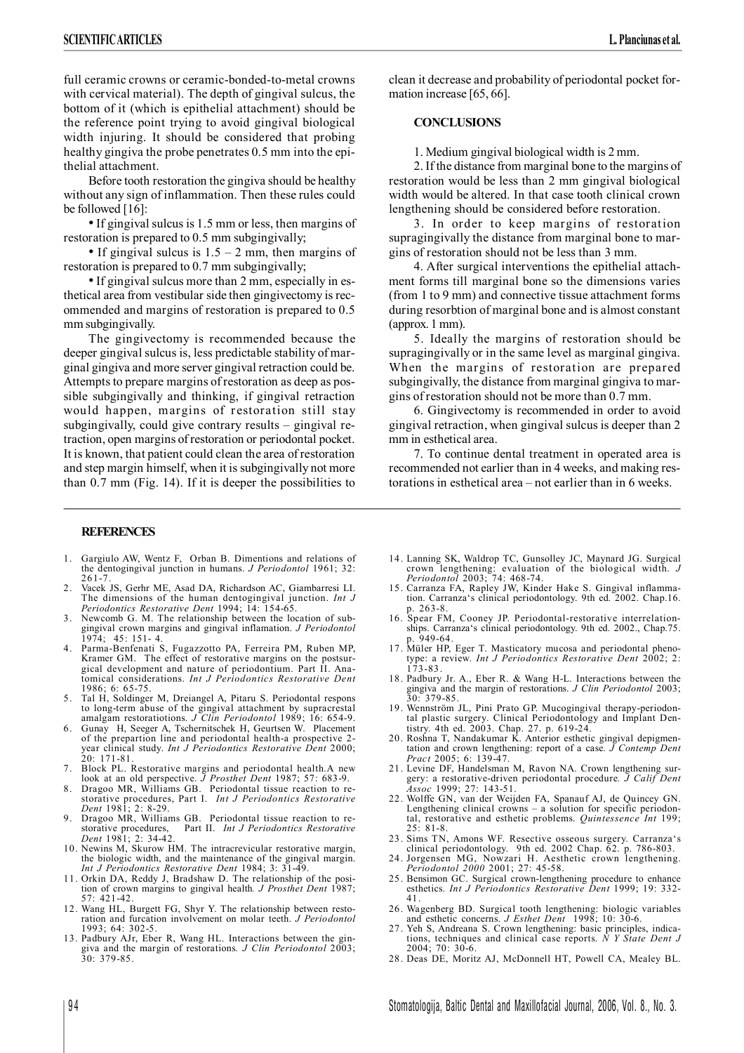full ceramic crowns or ceramic-bonded-to-metal crowns with cervical material). The depth of gingival sulcus, the bottom of it (which is epithelial attachment) should be the reference point trying to avoid gingival biological width injuring. It should be considered that probing healthy gingiva the probe penetrates 0.5 mm into the epithelial attachment.

Before tooth restoration the gingiva should be healthy without any sign of inflammation. Then these rules could be followed [16]:

- If gingival sulcus is 1.5 mm or less, then margins of restoration is prepared to 0.5 mm subgingivally;
- If gingival sulcus is 1.5 – 2 mm, then margins of restoration is prepared to 0.7 mm subgingivally;
- If gingival sulcus more than 2 mm, especially in esthetical area from vestibular side then gingivectomy is recommended and margins of restoration is prepared to 0.5 mm subgingivally.

The gingivectomy is recommended because the deeper gingival sulcus is, less predictable stability of marginal gingiva and more server gingival retraction could be. Attempts to prepare margins of restoration as deep as possible subgingivally and thinking, if gingival retraction would happen, margins of restoration still stay subgingivally, could give contrary results – gingival retraction, open margins of restoration or periodontal pocket. It is known, that patient could clean the area of restoration and step margin himself, when it is subgingivally not more than 0.7 mm (Fig. 14). If it is deeper the possibilities to clean it decrease and probability of periodontal pocket formation increase [65, 66].

## CONCLUSIONS

1. Medium gingival biological width is 2 mm.
2. If the distance from marginal bone to the margins of restoration would be less than 2 mm gingival biological width would be altered. In that case tooth clinical crown lengthening should be considered before restoration.
3. In order to keep margins of restoration supragingivally the distance from marginal bone to margins of restoration should not be less than 3 mm.
4. After surgical interventions the epithelial attachment forms till marginal bone so the dimensions varies (from 1 to 9 mm) and connective tissue attachment forms during resorbtion of marginal bone and is almost constant (approx. 1 mm).
5. Ideally the margins of restoration should be supragingivally or in the same level as marginal gingiva. When the margins of restoration are prepared subgingivally, the distance from marginal gingiva to margins of restoration should not be more than 0.7 mm.
6. Gingivectomy is recommended in order to avoid gingival retraction, when gingival sulcus is deeper than 2 mm in esthetical area.
7. To continue dental treatment in operated area is recommended not earlier than in 4 weeks, and making restorations in esthetical area – not earlier than in 6 weeks.

## REFERENCES

1. Gargiulo AW, Wentz F, Orban B. Dimentions and relations of the dentogingival junction in humans. *J Periodontol* 1961; 32: 261-7.
2. Vacek JS, Gerhr ME, Asad DA, Richardson AC, Giambarresi LI. The dimensions of the human dentogingival junction. *Int J Periodontics Restorative Dent* 1994; 14: 154-65.
3. Newcomb G. M. The relationship between the location of subgingival crown margins and gingival inflamation. *J Periodontol* 1974; 45: 151- 4.
4. Parma-Benfenati S, Fugazzotto PA, Ferreira PM, Ruben MP, Kramer GM. The effect of restorative margins on the postsurgical development and nature of periodontium. Part II. Anatomical considerations. *Int J Periodontics Restorative Dent* 1986; 6: 65-75.
5. Tal H, Soldinger M, Dreiangel A, Pitaru S. Periodontal respons to long-term abuse of the gingival attachment by supracrestal amalgam restoratiotions. *J Clin Periodontol* 1989; 16: 654-9.
6. Gunay H, Seeger A, Tschernitschek H, Geurtsen W. Placement of the prepartion line and periodontal health-a prospective 2-year clinical study. *Int J Periodontics Restorative Dent* 2000; 20: 171-81.
7. Block PL. Restorative margins and periodontal health.A new look at an old perspective. *J Prosthet Dent* 1987; 57: 683-9.
8. Dragoo MR, Williams GB. Periodontal tissue reaction to restorative procedures, Part I. *Int J Periodontics Restorative Dent* 1981; 2: 8-29.
9. Dragoo MR, Williams GB. Periodontal tissue reaction to restorative procedures, Part II. *Int J Periodontics Restorative Dent* 1981; 2: 34-42.
10. Newins M, Skurow HM. The intracrevicular restorative margin, the biologic width, and the maintenance of the gingival margin. *Int J Periodontics Restorative Dent* 1984; 3: 31-49.
11. Orkin DA, Reddy J, Bradshaw D. The relationship of the position of crown margins to gingival health. *J Prosthet Dent* 1987; 57: 421-42.
12. Wang HL, Burgett FG, Shyr Y. The relationship between restoration and furcation involvement on molar teeth. *J Periodontol* 1993; 64: 302-5.
13. Padbury AJr, Eber R, Wang HL. Interactions between the gingiva and the margin of restorations. *J Clin Periodontol* 2003; 30: 379-85.
14. Lanning SK, Waldrop TC, Gunsolley JC, Maynard JG. Surgical crown lengthening: evaluation of the biological width. *J Periodontol* 2003; 74: 468-74.
15. Carranza FA, Rapley JW, Kinder Hake S. Gingival inflammation. Carranza's clinical periodontology. 9th ed. 2002. Chap.16. p. 263-8.
16. Spear FM, Cooney JP. Periodontal-restorative interrelationships. Carranza's clinical periodontology. 9th ed. 2002., Chap.75. p. 949-64.
17. Müler HP, Eger T. Masticatory mucosa and periodontal phenotype: a review. *Int J Periodontics Restorative Dent* 2002; 2: 173-83.
18. Padbury Jr. A., Eber R. & Wang H-L. Interactions between the gingiva and the margin of restorations. *J Clin Periodontol* 2003; 30: 379-85.
19. Wennström JL, Pini Prato GP. Mucogingival therapy-periodontal plastic surgery. Clinical Periodontology and Implant Dentistry. 4th ed. 2003. Chap. 27. p. 619-24.
20. Roshna T, Nandakumar K. Anterior esthetic gingival depigmentation and crown lengthening: report of a case. *J Contemp Dent Pract* 2005; 6: 139-47.
21. Levine DF, Handelsman M, Ravon NA. Crown lengthening surgery: a restorative-driven periodontal procedure. *J Calif Dent Assoc* 1999; 27: 143-51.
22. Wolffe GN, van der Weijden FA, Spanauf AJ, de Quincey GN. Lengthening clinical crowns – a solution for specific periodontal, restorative and esthetic problems. *Quintessence Int* 199; 25: 81-8.
23. Sims TN, Amons WF. Resective osseous surgery. Carranza's clinical periodontology. 9th ed. 2002 Chap. 62. p. 786-803.
24. Jorgensen MG, Nowzari H. Aesthetic crown lengthening. *Periodontol 2000* 2001; 27: 45-58.
25. Bensimon GC. Surgical crown-lengthening procedure to enhance esthetics. *Int J Periodontics Restorative Dent* 1999; 19: 332-41.
26. Wagenberg BD. Surgical tooth lengthening: biologic variables and esthetic concerns. *J Esthet Dent* 1998; 10: 30-6.
27. Yeh S, Andreana S. Crown lengthening: basic principles, indications, techniques and clinical case reports. *N Y State Dent J* 2004; 70: 30-6.
28. Deas DE, Moritz AJ, McDonnell HT, Powell CA, Mealey BL.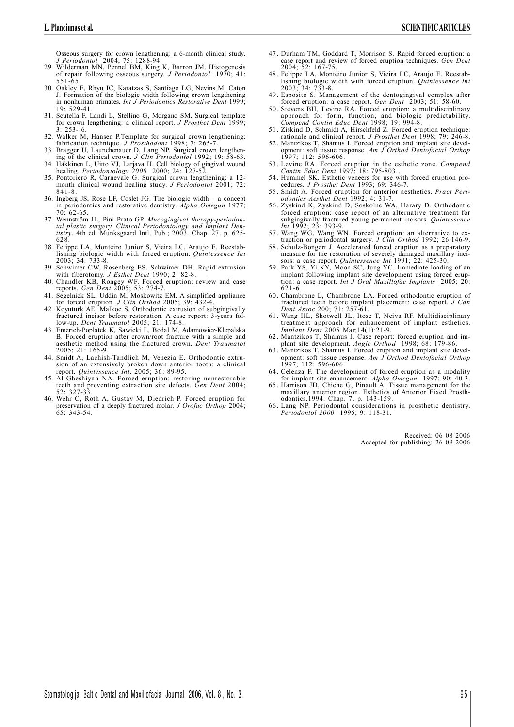Osseous surgery for crown lengthening: a 6-month clinical study. *J Periodontol* 2004; 75: 1288-94.

29. Wilderman MN, Pennel BM, King K, Barron JM. Histogenesis of repair following osseous surgery. *J Periodontol* 1970; 41: 551-65.
30. Oakley E, Rhyu IC, Karatzas S, Santiago LG, Nevins M, Caton J. Formation of the biologic width following crown lengthening in nonhuman primates. *Int J Periodontics Restorative Dent* 1999; 19: 529-41.
31. Scutella F, Landi L, Stellino G, Morgano SM. Surgical template for crown lengthening: a clinical report. *J Prosthet Dent* 1999; 3: 253- 6.
32. Walker M, Hansen P.Template for surgical crown lengthening: fabrication technique. *J Prosthodont* 1998; 7: 265-7.
33. Brägger U, Launchenauer D, Lang NP. Surgical crown lengthening of the clinical crown. *J Clin Periodontol* 1992; 19: 58-63.
34. Häkkinen L, Uitto VJ, Larjava H. Cell biology of gingival wound healing. *Periodontology 2000* 2000; 24: 127-52.
35. Pontoriero R, Carnevale G. Surgical crown lengthening: a 12-month clinical wound healing study. *J Periodontol* 2001; 72: 841-8.
36. Ingberg JS, Rose LF, Coslet JG. The biologic width – a concept in periodontics and restorative dentistry. *Alpha Omegan* 1977; 70: 62-65.
37. Wennström JL, Pini Prato GP. *Mucogingival therapy-periodontal plastic surgery. Clinical Periodontology and Implant Dentistry*. 4th ed. Munksgaard Intl. Pub.; 2003. Chap. 27. p. 625-628.
38. Felippe LA, Monteiro Junior S, Vieira LC, Araujo E. Reestablishing biologic width with forced eruption. *Quintessence Int* 2003; 34: 733-8.
39. Schwimer CW, Rosenberg ES, Schwimer DH. Rapid extrusion with fiberotomy. *J Esthet Dent* 1990; 2: 82-8.
40. Chandler KB, Rongey WF. Forced eruption: review and case reports. *Gen Dent* 2005; 53: 274-7.
41. Segelnick SL, Uddin M, Moskowitz EM. A simplified appliance for forced eruption. *J Clin Orthod* 2005; 39: 432-4.
42. Koyuturk AE, Malkoc S. Orthodontic extrusion of subgingivally fractured incisor before restoration. A case report: 3-years follow-up. *Dent Traumatol* 2005; 21: 174-8.
43. Emerich-Poplatek K, Sawicki L, Bodal M, Adamowicz-Klepalska B. Forced eruption after crown/root fracture with a simple and aesthetic method using the fractured crown. *Dent Traumatol* 2005; 21: 165-9.
44. Smidt A, Lachish-Tandlich M, Venezia E. Orthodontic extrusion of an extensively broken down anterior tooth: a clinical report. *Quintessence Int*. 2005; 36: 89-95.
45. Al-Gheshiyan NA. Forced eruption: restoring nonrestorable teeth and preventing extraction site defects. *Gen Dent* 2004; 52: 327-33.
46. Wehr C, Roth A, Gustav M, Diedrich P. Forced eruption for preservation of a deeply fractured molar. *J Orofac Orthop* 2004; 65: 343-54.
47. Durham TM, Goddard T, Morrison S. Rapid forced eruption: a case report and review of forced eruption techniques. *Gen Dent* 2004; 52: 167-75.
48. Felippe LA, Monteiro Junior S, Vieira LC, Araujo E. Reestablishing biologic width with forced eruption. *Quintessence Int* 2003; 34: 733-8.
49. Esposito S. Management of the dentogingival complex after forced eruption: a case report. *Gen Dent* 2003; 51: 58-60.
50. Stevens BH, Levine RA. Forced eruption: a multidisciplinary approach for form, function, and biologic predictability. *Compend Contin Educ Dent* 1998; 19: 994-8.
51. Ziskind D, Schmidt A, Hirschfeld Z. Forced eruption technique: rationale and clinical report. *J Prosthet Dent* 1998; 79: 246-8.
52. Mantzikos T, Shamus I. Forced eruption and implant site development: soft tissue response. *Am J Orthod Dentofacial Orthop* 1997; 112: 596-606.
53. Levine RA. Forced eruption in the esthetic zone. *Compend Contin Educ Dent* 1997; 18: 795-803 .
54. Hummel SK. Esthetic veneers for use with forced eruption procedures. *J Prosthet Dent* 1993; 69: 346-7.
55. Smidt A. Forced eruption for anterior aesthetics. *Pract Periodontics Aesthet Dent* 1992; 4: 31-7.
56. Zyskind K, Zyskind D, Soskolne WA, Harary D. Orthodontic forced eruption: case report of an alternative treatment for subgingivally fractured young permanent incisors. *Quintessence Int* 1992; 23: 393-9.
57. Wang WG, Wang WN. Forced eruption: an alternative to extraction or periodontal surgery. *J Clin Orthod* 1992; 26:146-9.
58. Schulz-Bongert J. Accelerated forced eruption as a preparatory measure for the restoration of severely damaged maxillary incisors: a case report. *Quintessence Int* 1991; 22: 425-30.
59. Park YS, Yi KY, Moon SC, Jung YC. Immediate loading of an implant following implant site development using forced eruption: a case report. *Int J Oral Maxillofac Implants* 2005; 20: 621-6.
60. Chambrone L, Chambrone LA. Forced orthodontic eruption of fractured teeth before implant placement: case report. *J Can Dent Assoc* 200; 71: 257-61.
61. Wang HL, Shotwell JL, Itose T, Neiva RF. Multidisciplinary treatment approach for enhancement of implant esthetics. *Implant Dent* 2005 Mar;14(1):21-9.
62. Mantzikos T, Shamus I. Case report: forced eruption and implant site development. *Angle Orthod* 1998; 68: 179-86.
63. Mantzikos T, Shamus I. Forced eruption and implant site development: soft tissue response. *Am J Orthod Dentofacial Orthop* 1997; 112: 596-606.
64. Celenza F. The development of forced eruption as a modality for implant site enhancement. *Alpha Omegan* 1997; 90: 40-3.
65. Harrison JD, Chiche G, Pinault A. Tissue management for the maxillary anterior region. Esthetics of Anterior Fixed Prosthodontics.1994. Chap. 7. p. 143-159.
66. Lang NP. Periodontal considerations in prosthetic dentistry. *Periodontol 2000* 1995; 9: 118-31.

Received: 06 08 2006
Accepted for publishing: 26 09 2006